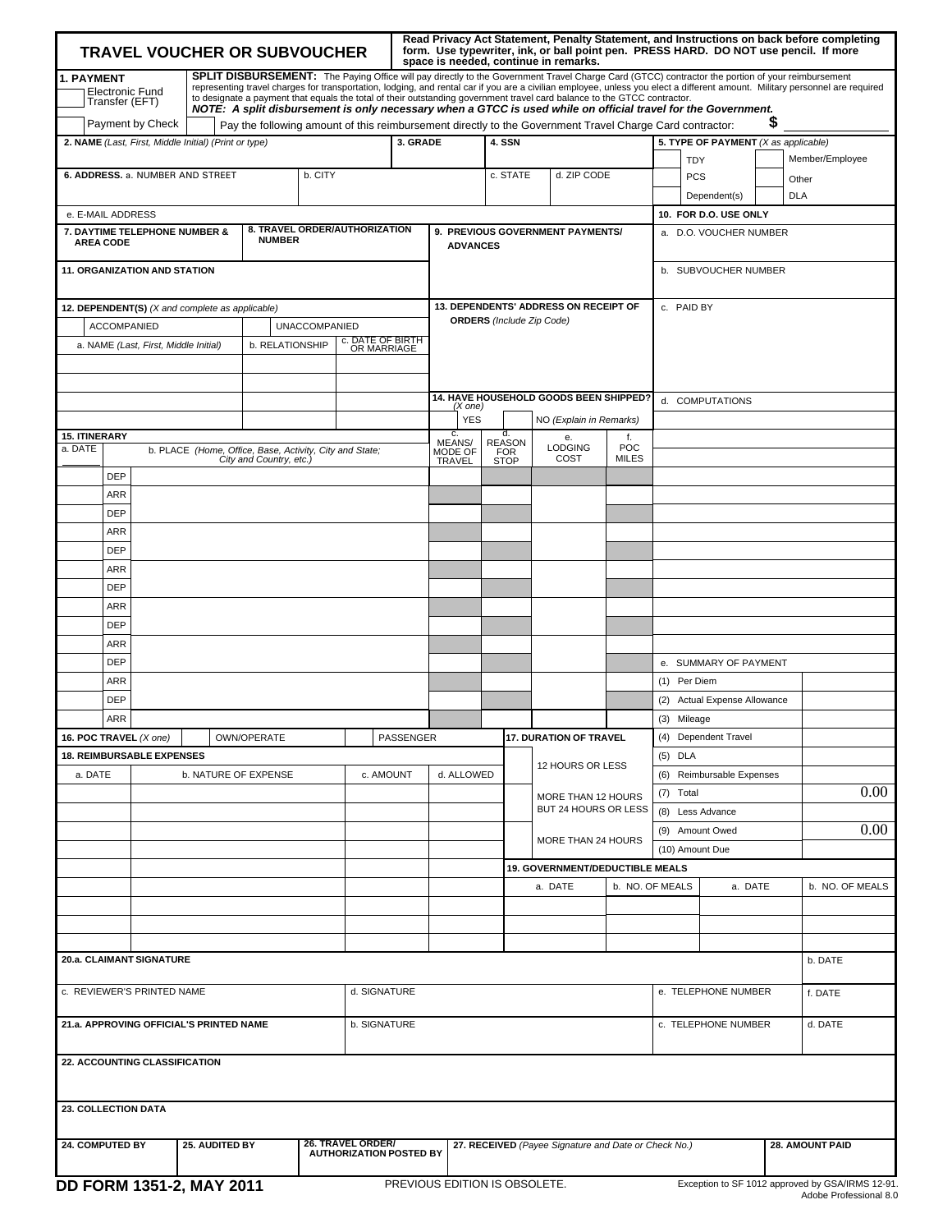# TRAVEL VOUCHER OR SUBVOUCHER

**Read Privacy Act Statement, Penalty Statement, and Instructions on back before completing form. Use typewriter, ink, or ball point pen. PRESS HARD. DO NOT use pencil. If more space is needed, continue in remarks.**

**1. PAYMENT**

- Electronic Fund Transfer (EFT)
- Payment by Check

**SPLIT DISBURSEMENT:** The Paying Office will pay directly to the Government Travel Charge Card (GTCC) contractor the portion of your reimbursement representing travel charges for transportation, lodging, and rental car if you are a civilian employee, unless you elect a different amount. Military personnel are required to designate a payment that equals the total of their outstanding government travel card balance to the GTCC contractor.
***NOTE: A split disbursement is only necessary when a GTCC is used while on official travel for the Government.***

Pay the following amount of this reimbursement directly to the Government Travel Charge Card contractor: **$** ________

**2. NAME** *(Last, First, Middle Initial) (Print or type)*

**3. GRADE**

**4. SSN**

**5. TYPE OF PAYMENT** *(X as applicable)*

- TDY
- PCS
- Dependent(s)
- Member/Employee
- Other
- DLA

**6. ADDRESS.** a. NUMBER AND STREET | b. CITY | c. STATE | d. ZIP CODE

e. E-MAIL ADDRESS

**7. DAYTIME TELEPHONE NUMBER & AREA CODE**

**8. TRAVEL ORDER/AUTHORIZATION NUMBER**

**9. PREVIOUS GOVERNMENT PAYMENTS/ ADVANCES**

**10. FOR D.O. USE ONLY**

a. D.O. VOUCHER NUMBER

b. SUBVOUCHER NUMBER

c. PAID BY

d. COMPUTATIONS

**11. ORGANIZATION AND STATION**

**12. DEPENDENT(S)** *(X and complete as applicable)*

- ACCOMPANIED
- UNACCOMPANIED

| a. NAME *(Last, First, Middle Initial)* | b. RELATIONSHIP | c. DATE OF BIRTH OR MARRIAGE |
|---|---|---|
| | | |
| | | |
| | | |
| | | |

**13. DEPENDENTS' ADDRESS ON RECEIPT OF ORDERS** *(Include Zip Code)*

**14. HAVE HOUSEHOLD GOODS BEEN SHIPPED?** *(X one)*

- YES
- NO *(Explain in Remarks)*

**15. ITINERARY**

| a. DATE | | b. PLACE *(Home, Office, Base, Activity, City and State; City and Country, etc.)* | c. MEANS/ MODE OF TRAVEL | d. REASON FOR STOP | e. LODGING COST | f. POC MILES |
|---|---|---|---|---|---|---|
| | DEP | | | | | |
| | ARR | | | | | |
| | DEP | | | | | |
| | ARR | | | | | |
| | DEP | | | | | |
| | ARR | | | | | |
| | DEP | | | | | |
| | ARR | | | | | |
| | DEP | | | | | |
| | ARR | | | | | |
| | DEP | | | | | |
| | ARR | | | | | |
| | DEP | | | | | |
| | ARR | | | | | |

**e. SUMMARY OF PAYMENT**

| | |
|---|---|
| (1) Per Diem | |
| (2) Actual Expense Allowance | |
| (3) Mileage | |
| (4) Dependent Travel | |
| (5) DLA | |
| (6) Reimbursable Expenses | |
| (7) Total | 0.00 |
| (8) Less Advance | |
| (9) Amount Owed | 0.00 |
| (10) Amount Due | |

**16. POC TRAVEL** *(X one)*

- OWN/OPERATE
- PASSENGER

**17. DURATION OF TRAVEL**

- 12 HOURS OR LESS
- MORE THAN 12 HOURS BUT 24 HOURS OR LESS
- MORE THAN 24 HOURS

**18. REIMBURSABLE EXPENSES**

| a. DATE | b. NATURE OF EXPENSE | c. AMOUNT | d. ALLOWED |
|---|---|---|---|
| | | | |
| | | | |
| | | | |
| | | | |
| | | | |
| | | | |
| | | | |
| | | | |
| | | | |

**19. GOVERNMENT/DEDUCTIBLE MEALS**

| a. DATE | b. NO. OF MEALS | a. DATE | b. NO. OF MEALS |
|---|---|---|---|
| | | | |
| | | | |
| | | | |

**20.a. CLAIMANT SIGNATURE** | b. DATE

c. REVIEWER'S PRINTED NAME | d. SIGNATURE | e. TELEPHONE NUMBER | f. DATE

**21.a. APPROVING OFFICIAL'S PRINTED NAME** | b. SIGNATURE | c. TELEPHONE NUMBER | d. DATE

**22. ACCOUNTING CLASSIFICATION**

**23. COLLECTION DATA**

| 24. COMPUTED BY | 25. AUDITED BY | 26. TRAVEL ORDER/ AUTHORIZATION POSTED BY | 27. RECEIVED *(Payee Signature and Date or Check No.)* | 28. AMOUNT PAID |
|---|---|---|---|---|
| | | | | |

**DD FORM 1351-2, MAY 2011**

PREVIOUS EDITION IS OBSOLETE.

Exception to SF 1012 approved by GSA/IRMS 12-91.
Adobe Professional 8.0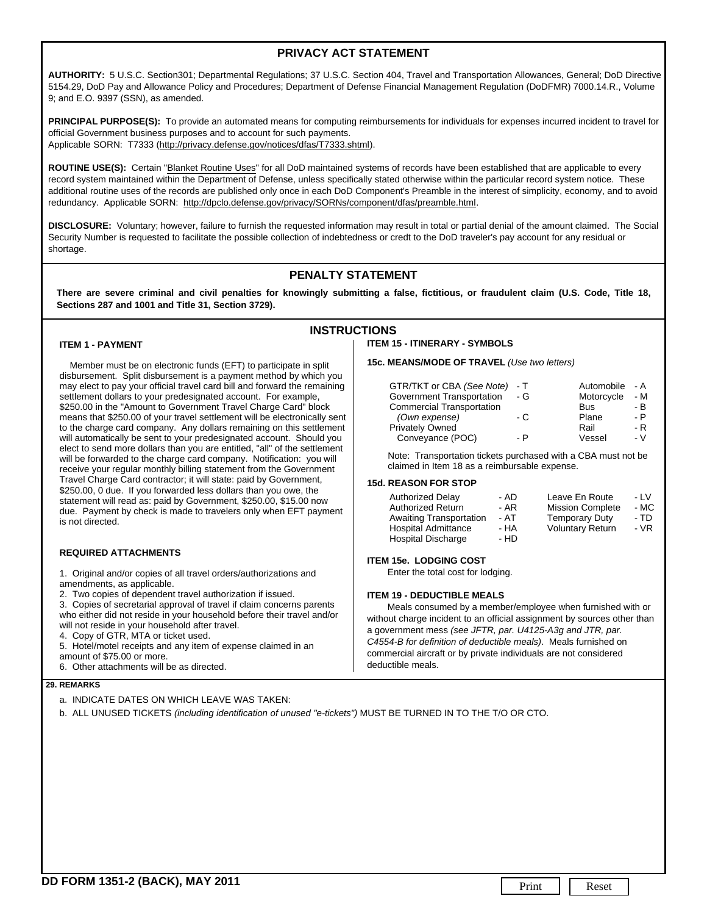## PRIVACY ACT STATEMENT

**AUTHORITY:** 5 U.S.C. Section301; Departmental Regulations; 37 U.S.C. Section 404, Travel and Transportation Allowances, General; DoD Directive 5154.29, DoD Pay and Allowance Policy and Procedures; Department of Defense Financial Management Regulation (DoDFMR) 7000.14.R., Volume 9; and E.O. 9397 (SSN), as amended.

**PRINCIPAL PURPOSE(S):** To provide an automated means for computing reimbursements for individuals for expenses incurred incident to travel for official Government business purposes and to account for such payments.
Applicable SORN: T7333 (http://privacy.defense.gov/notices/dfas/T7333.shtml).

**ROUTINE USE(S):** Certain "Blanket Routine Uses" for all DoD maintained systems of records have been established that are applicable to every record system maintained within the Department of Defense, unless specifically stated otherwise within the particular record system notice. These additional routine uses of the records are published only once in each DoD Component's Preamble in the interest of simplicity, economy, and to avoid redundancy. Applicable SORN: http://dpclo.defense.gov/privacy/SORNs/component/dfas/preamble.html.

**DISCLOSURE:** Voluntary; however, failure to furnish the requested information may result in total or partial denial of the amount claimed. The Social Security Number is requested to facilitate the possible collection of indebtedness or credt to the DoD traveler's pay account for any residual or shortage.

## PENALTY STATEMENT

**There are severe criminal and civil penalties for knowingly submitting a false, fictitious, or fraudulent claim (U.S. Code, Title 18, Sections 287 and 1001 and Title 31, Section 3729).**

## INSTRUCTIONS

**ITEM 1 - PAYMENT**

Member must be on electronic funds (EFT) to participate in split disbursement. Split disbursement is a payment method by which you may elect to pay your official travel card bill and forward the remaining settlement dollars to your predesignated account. For example, $250.00 in the "Amount to Government Travel Charge Card" block means that $250.00 of your travel settlement will be electronically sent to the charge card company. Any dollars remaining on this settlement will automatically be sent to your predesignated account. Should you elect to send more dollars than you are entitled, "all" of the settlement will be forwarded to the charge card company. Notification: you will receive your regular monthly billing statement from the Government Travel Charge Card contractor; it will state: paid by Government, $250.00, 0 due. If you forwarded less dollars than you owe, the statement will read as: paid by Government, $250.00, $15.00 now due. Payment by check is made to travelers only when EFT payment is not directed.

**REQUIRED ATTACHMENTS**

1. Original and/or copies of all travel orders/authorizations and amendments, as applicable.
2. Two copies of dependent travel authorization if issued.
3. Copies of secretarial approval of travel if claim concerns parents who either did not reside in your household before their travel and/or will not reside in your household after travel.
4. Copy of GTR, MTA or ticket used.
5. Hotel/motel receipts and any item of expense claimed in an amount of $75.00 or more.
6. Other attachments will be as directed.

**ITEM 15 - ITINERARY - SYMBOLS**

**15c. MEANS/MODE OF TRAVEL** *(Use two letters)*

| | | | |
|---|---|---|---|
| GTR/TKT or CBA *(See Note)* | - T | Automobile | - A |
| Government Transportation | - G | Motorcycle | - M |
| Commercial Transportation *(Own expense)* | - C | Bus | - B |
| | | Plane | - P |
| Privately Owned Conveyance (POC) | - P | Rail | - R |
| | | Vessel | - V |

Note: Transportation tickets purchased with a CBA must not be claimed in Item 18 as a reimbursable expense.

**15d. REASON FOR STOP**

| | | | |
|---|---|---|---|
| Authorized Delay | - AD | Leave En Route | - LV |
| Authorized Return | - AR | Mission Complete | - MC |
| Awaiting Transportation | - AT | Temporary Duty | - TD |
| Hospital Admittance | - HA | Voluntary Return | - VR |
| Hospital Discharge | - HD | | |

**ITEM 15e. LODGING COST**

Enter the total cost for lodging.

**ITEM 19 - DEDUCTIBLE MEALS**

Meals consumed by a member/employee when furnished with or without charge incident to an official assignment by sources other than a government mess *(see JFTR, par. U4125-A3g and JTR, par. C4554-B for definition of deductible meals)*. Meals furnished on commercial aircraft or by private individuals are not considered deductible meals.

**29. REMARKS**

a. INDICATE DATES ON WHICH LEAVE WAS TAKEN:

b. ALL UNUSED TICKETS *(including identification of unused "e-tickets")* MUST BE TURNED IN TO THE T/O OR CTO.

DD FORM 1351-2 (BACK), MAY 2011